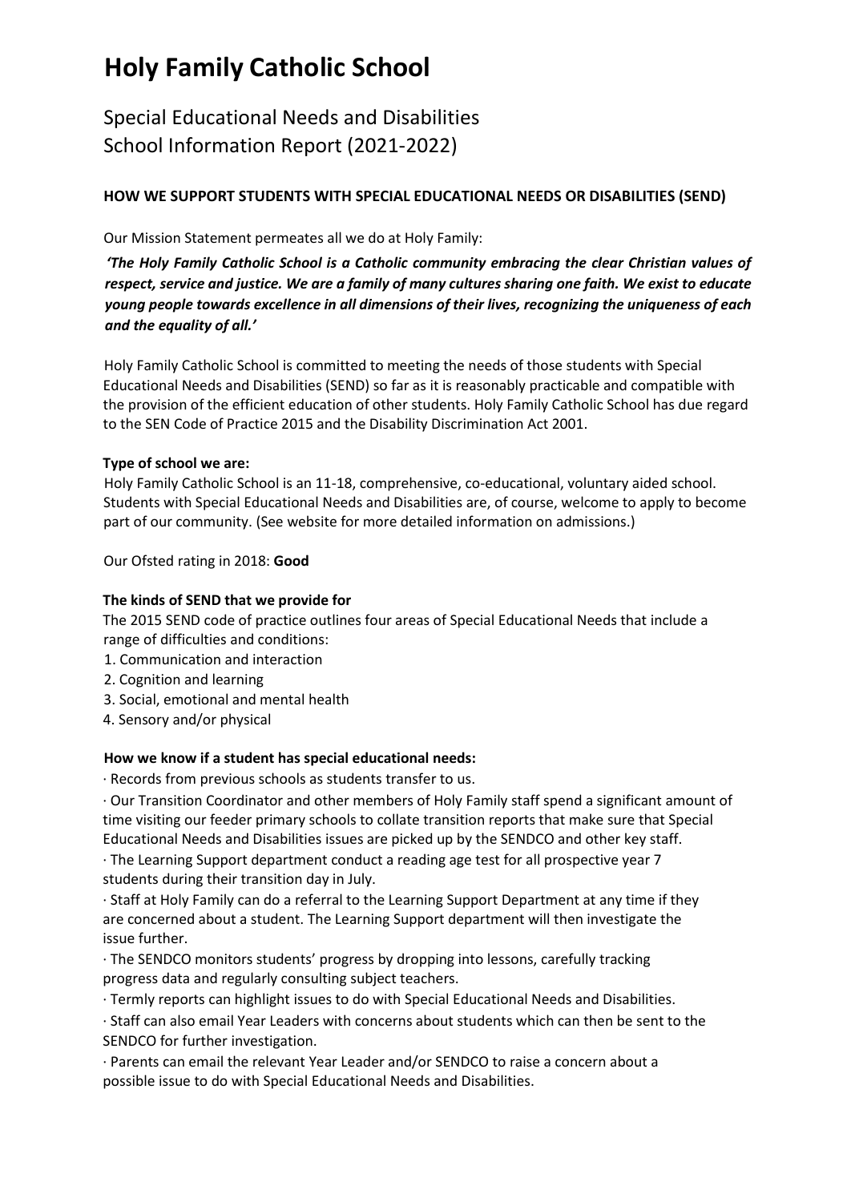# Holy Family Catholic School

## Special Educational Needs and Disabilities
## School Information Report (2021-2022)

### HOW WE SUPPORT STUDENTS WITH SPECIAL EDUCATIONAL NEEDS OR DISABILITIES (SEND)

Our Mission Statement permeates all we do at Holy Family:

***'The Holy Family Catholic School is a Catholic community embracing the clear Christian values of respect, service and justice. We are a family of many cultures sharing one faith. We exist to educate young people towards excellence in all dimensions of their lives, recognizing the uniqueness of each and the equality of all.'***

Holy Family Catholic School is committed to meeting the needs of those students with Special Educational Needs and Disabilities (SEND) so far as it is reasonably practicable and compatible with the provision of the efficient education of other students. Holy Family Catholic School has due regard to the SEN Code of Practice 2015 and the Disability Discrimination Act 2001.

**Type of school we are:**

Holy Family Catholic School is an 11-18, comprehensive, co-educational, voluntary aided school. Students with Special Educational Needs and Disabilities are, of course, welcome to apply to become part of our community. (See website for more detailed information on admissions.)

Our Ofsted rating in 2018: **Good**

**The kinds of SEND that we provide for**

The 2015 SEND code of practice outlines four areas of Special Educational Needs that include a range of difficulties and conditions:

1. Communication and interaction
2. Cognition and learning
3. Social, emotional and mental health
4. Sensory and/or physical

**How we know if a student has special educational needs:**

· Records from previous schools as students transfer to us.

· Our Transition Coordinator and other members of Holy Family staff spend a significant amount of time visiting our feeder primary schools to collate transition reports that make sure that Special Educational Needs and Disabilities issues are picked up by the SENDCO and other key staff.

· The Learning Support department conduct a reading age test for all prospective year 7 students during their transition day in July.

· Staff at Holy Family can do a referral to the Learning Support Department at any time if they are concerned about a student. The Learning Support department will then investigate the issue further.

· The SENDCO monitors students' progress by dropping into lessons, carefully tracking progress data and regularly consulting subject teachers.

· Termly reports can highlight issues to do with Special Educational Needs and Disabilities.

· Staff can also email Year Leaders with concerns about students which can then be sent to the SENDCO for further investigation.

· Parents can email the relevant Year Leader and/or SENDCO to raise a concern about a possible issue to do with Special Educational Needs and Disabilities.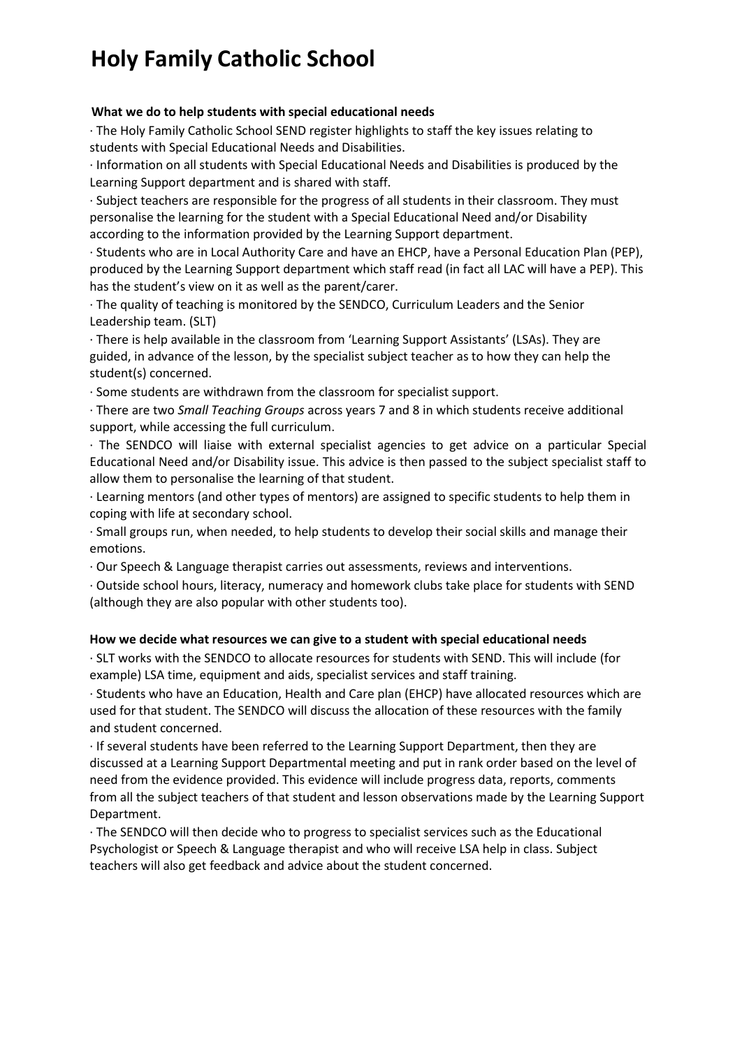# Holy Family Catholic School

**What we do to help students with special educational needs**

· The Holy Family Catholic School SEND register highlights to staff the key issues relating to students with Special Educational Needs and Disabilities.

· Information on all students with Special Educational Needs and Disabilities is produced by the Learning Support department and is shared with staff.

· Subject teachers are responsible for the progress of all students in their classroom. They must personalise the learning for the student with a Special Educational Need and/or Disability according to the information provided by the Learning Support department.

· Students who are in Local Authority Care and have an EHCP, have a Personal Education Plan (PEP), produced by the Learning Support department which staff read (in fact all LAC will have a PEP). This has the student's view on it as well as the parent/carer.

· The quality of teaching is monitored by the SENDCO, Curriculum Leaders and the Senior Leadership team. (SLT)

· There is help available in the classroom from 'Learning Support Assistants' (LSAs). They are guided, in advance of the lesson, by the specialist subject teacher as to how they can help the student(s) concerned.

· Some students are withdrawn from the classroom for specialist support.

· There are two *Small Teaching Groups* across years 7 and 8 in which students receive additional support, while accessing the full curriculum.

· The SENDCO will liaise with external specialist agencies to get advice on a particular Special Educational Need and/or Disability issue. This advice is then passed to the subject specialist staff to allow them to personalise the learning of that student.

· Learning mentors (and other types of mentors) are assigned to specific students to help them in coping with life at secondary school.

· Small groups run, when needed, to help students to develop their social skills and manage their emotions.

· Our Speech & Language therapist carries out assessments, reviews and interventions.

· Outside school hours, literacy, numeracy and homework clubs take place for students with SEND (although they are also popular with other students too).

**How we decide what resources we can give to a student with special educational needs**

· SLT works with the SENDCO to allocate resources for students with SEND. This will include (for example) LSA time, equipment and aids, specialist services and staff training.

· Students who have an Education, Health and Care plan (EHCP) have allocated resources which are used for that student. The SENDCO will discuss the allocation of these resources with the family and student concerned.

· If several students have been referred to the Learning Support Department, then they are discussed at a Learning Support Departmental meeting and put in rank order based on the level of need from the evidence provided. This evidence will include progress data, reports, comments from all the subject teachers of that student and lesson observations made by the Learning Support Department.

· The SENDCO will then decide who to progress to specialist services such as the Educational Psychologist or Speech & Language therapist and who will receive LSA help in class. Subject teachers will also get feedback and advice about the student concerned.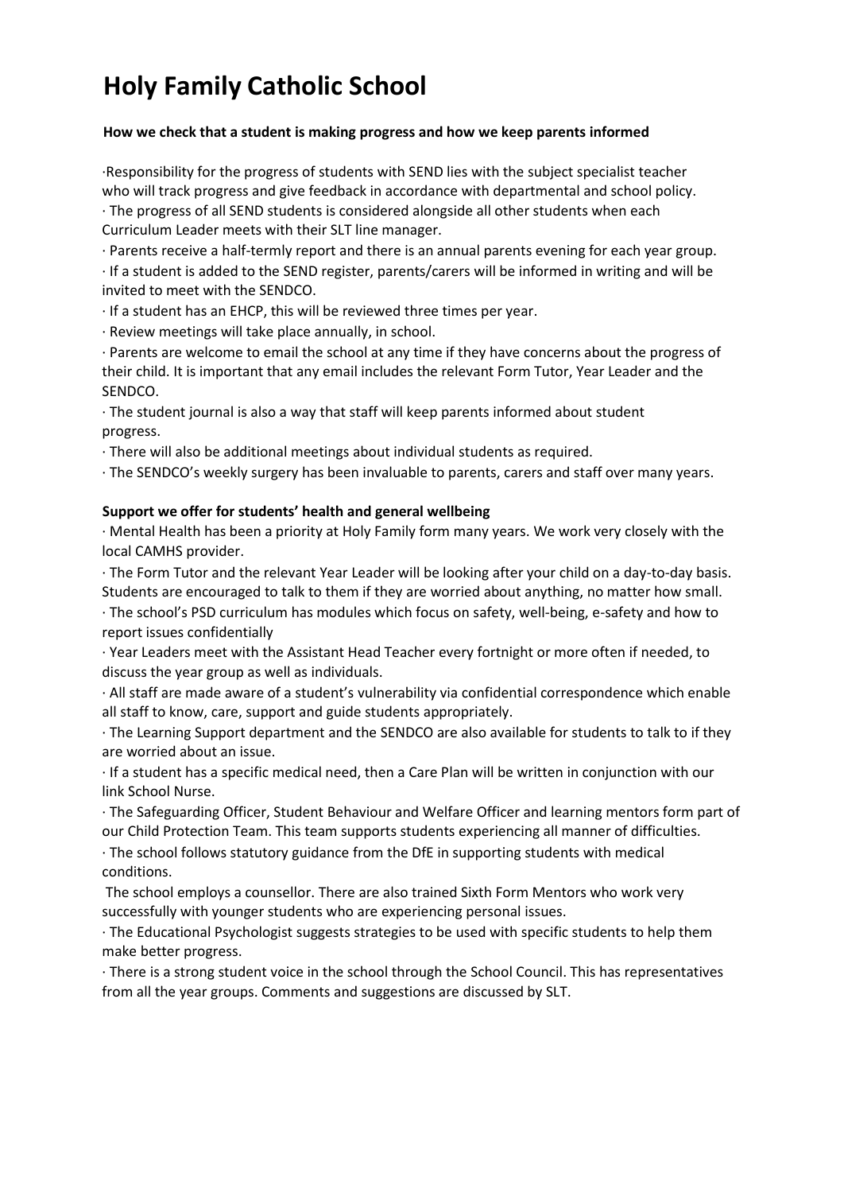# Holy Family Catholic School

**How we check that a student is making progress and how we keep parents informed**

- Responsibility for the progress of students with SEND lies with the subject specialist teacher who will track progress and give feedback in accordance with departmental and school policy.
- The progress of all SEND students is considered alongside all other students when each Curriculum Leader meets with their SLT line manager.
- Parents receive a half-termly report and there is an annual parents evening for each year group.
- If a student is added to the SEND register, parents/carers will be informed in writing and will be invited to meet with the SENDCO.
- If a student has an EHCP, this will be reviewed three times per year.
- Review meetings will take place annually, in school.
- Parents are welcome to email the school at any time if they have concerns about the progress of their child. It is important that any email includes the relevant Form Tutor, Year Leader and the SENDCO.
- The student journal is also a way that staff will keep parents informed about student progress.
- There will also be additional meetings about individual students as required.
- The SENDCO's weekly surgery has been invaluable to parents, carers and staff over many years.

**Support we offer for students' health and general wellbeing**

- Mental Health has been a priority at Holy Family form many years. We work very closely with the local CAMHS provider.
- The Form Tutor and the relevant Year Leader will be looking after your child on a day-to-day basis. Students are encouraged to talk to them if they are worried about anything, no matter how small.
- The school's PSD curriculum has modules which focus on safety, well-being, e-safety and how to report issues confidentially
- Year Leaders meet with the Assistant Head Teacher every fortnight or more often if needed, to discuss the year group as well as individuals.
- All staff are made aware of a student's vulnerability via confidential correspondence which enable all staff to know, care, support and guide students appropriately.
- The Learning Support department and the SENDCO are also available for students to talk to if they are worried about an issue.
- If a student has a specific medical need, then a Care Plan will be written in conjunction with our link School Nurse.
- The Safeguarding Officer, Student Behaviour and Welfare Officer and learning mentors form part of our Child Protection Team. This team supports students experiencing all manner of difficulties.
- The school follows statutory guidance from the DfE in supporting students with medical conditions.

The school employs a counsellor. There are also trained Sixth Form Mentors who work very successfully with younger students who are experiencing personal issues.

- The Educational Psychologist suggests strategies to be used with specific students to help them make better progress.
- There is a strong student voice in the school through the School Council. This has representatives from all the year groups. Comments and suggestions are discussed by SLT.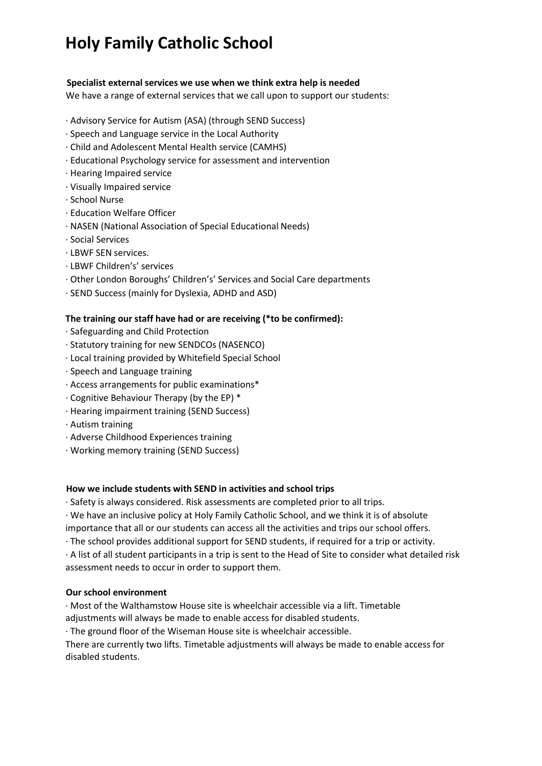# Holy Family Catholic School

**Specialist external services we use when we think extra help is needed**

We have a range of external services that we call upon to support our students:

· Advisory Service for Autism (ASA) (through SEND Success)
· Speech and Language service in the Local Authority
· Child and Adolescent Mental Health service (CAMHS)
· Educational Psychology service for assessment and intervention
· Hearing Impaired service
· Visually Impaired service
· School Nurse
· Education Welfare Officer
· NASEN (National Association of Special Educational Needs)
· Social Services
· LBWF SEN services.
· LBWF Children's' services
· Other London Boroughs' Children's' Services and Social Care departments
· SEND Success (mainly for Dyslexia, ADHD and ASD)

**The training our staff have had or are receiving (*to be confirmed):**

· Safeguarding and Child Protection
· Statutory training for new SENDCOs (NASENCO)
· Local training provided by Whitefield Special School
· Speech and Language training
· Access arrangements for public examinations*
· Cognitive Behaviour Therapy (by the EP) *
· Hearing impairment training (SEND Success)
· Autism training
· Adverse Childhood Experiences training
· Working memory training (SEND Success)

**How we include students with SEND in activities and school trips**

· Safety is always considered. Risk assessments are completed prior to all trips.
· We have an inclusive policy at Holy Family Catholic School, and we think it is of absolute importance that all or our students can access all the activities and trips our school offers.
· The school provides additional support for SEND students, if required for a trip or activity.
· A list of all student participants in a trip is sent to the Head of Site to consider what detailed risk assessment needs to occur in order to support them.

**Our school environment**

· Most of the Walthamstow House site is wheelchair accessible via a lift. Timetable adjustments will always be made to enable access for disabled students.
· The ground floor of the Wiseman House site is wheelchair accessible.
There are currently two lifts. Timetable adjustments will always be made to enable access for disabled students.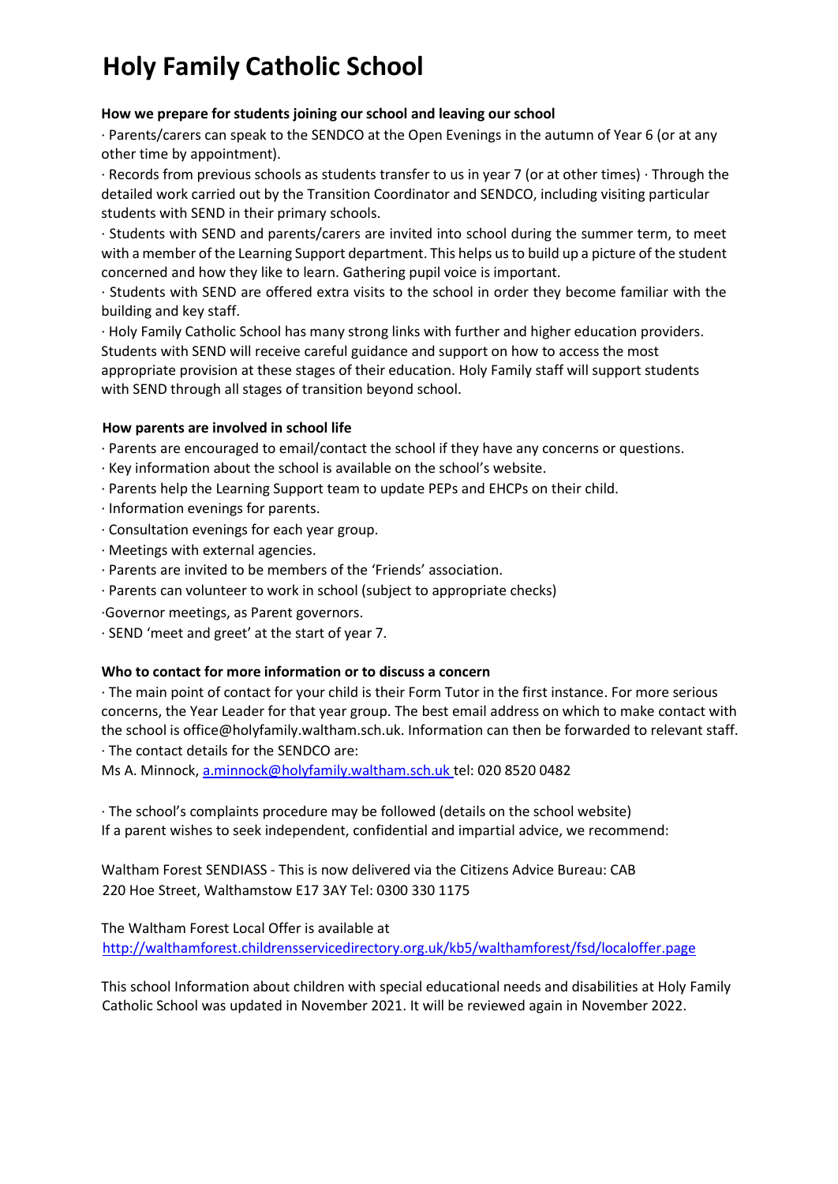# Holy Family Catholic School

**How we prepare for students joining our school and leaving our school**

· Parents/carers can speak to the SENDCO at the Open Evenings in the autumn of Year 6 (or at any other time by appointment).

· Records from previous schools as students transfer to us in year 7 (or at other times) · Through the detailed work carried out by the Transition Coordinator and SENDCO, including visiting particular students with SEND in their primary schools.

· Students with SEND and parents/carers are invited into school during the summer term, to meet with a member of the Learning Support department. This helps us to build up a picture of the student concerned and how they like to learn. Gathering pupil voice is important.

· Students with SEND are offered extra visits to the school in order they become familiar with the building and key staff.

· Holy Family Catholic School has many strong links with further and higher education providers. Students with SEND will receive careful guidance and support on how to access the most appropriate provision at these stages of their education. Holy Family staff will support students with SEND through all stages of transition beyond school.

**How parents are involved in school life**

· Parents are encouraged to email/contact the school if they have any concerns or questions.
· Key information about the school is available on the school's website.
· Parents help the Learning Support team to update PEPs and EHCPs on their child.
· Information evenings for parents.
· Consultation evenings for each year group.
· Meetings with external agencies.
· Parents are invited to be members of the 'Friends' association.
· Parents can volunteer to work in school (subject to appropriate checks)
·Governor meetings, as Parent governors.
· SEND 'meet and greet' at the start of year 7.

**Who to contact for more information or to discuss a concern**

· The main point of contact for your child is their Form Tutor in the first instance. For more serious concerns, the Year Leader for that year group. The best email address on which to make contact with the school is office@holyfamily.waltham.sch.uk. Information can then be forwarded to relevant staff.
· The contact details for the SENDCO are:
Ms A. Minnock, a.minnock@holyfamily.waltham.sch.uk tel: 020 8520 0482

· The school's complaints procedure may be followed (details on the school website)
If a parent wishes to seek independent, confidential and impartial advice, we recommend:

Waltham Forest SENDIASS - This is now delivered via the Citizens Advice Bureau: CAB
220 Hoe Street, Walthamstow E17 3AY Tel: 0300 330 1175

The Waltham Forest Local Offer is available at
http://walthamforest.childrensservicedirectory.org.uk/kb5/walthamforest/fsd/localoffer.page

This school Information about children with special educational needs and disabilities at Holy Family Catholic School was updated in November 2021. It will be reviewed again in November 2022.